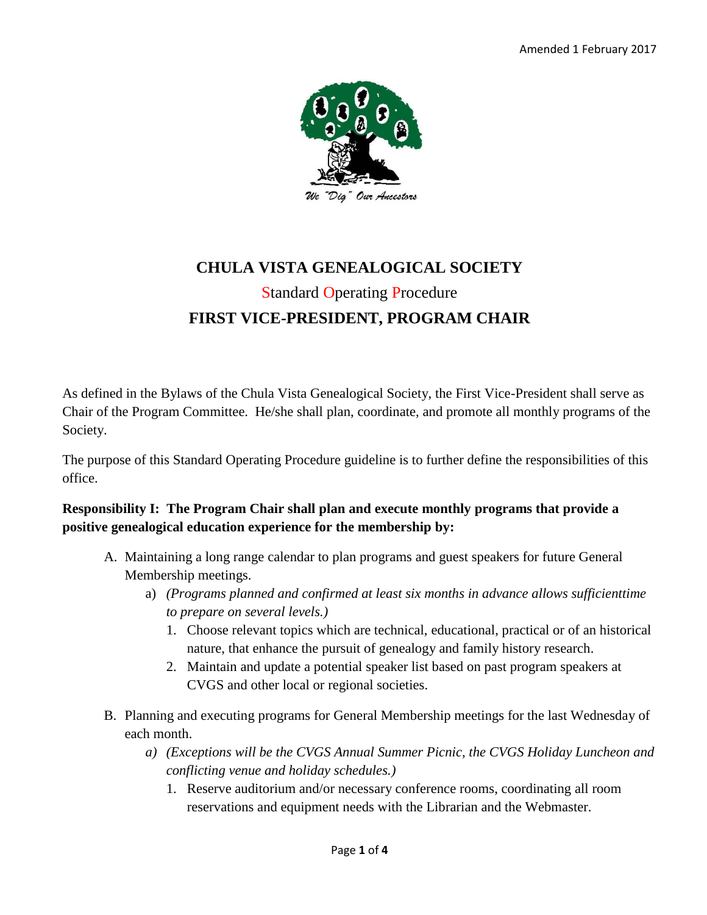Amended 1 February 2017

We "Dig" Our Ancestors

# CHULA VISTA GENEALOGICAL SOCIETY

## Standard Operating Procedure

## FIRST VICE-PRESIDENT, PROGRAM CHAIR

As defined in the Bylaws of the Chula Vista Genealogical Society, the First Vice-President shall serve as Chair of the Program Committee. He/she shall plan, coordinate, and promote all monthly programs of the Society.

The purpose of this Standard Operating Procedure guideline is to further define the responsibilities of this office.

**Responsibility I: The Program Chair shall plan and execute monthly programs that provide a positive genealogical education experience for the membership by:**

A. Maintaining a long range calendar to plan programs and guest speakers for future General Membership meetings.
   a) *(Programs planned and confirmed at least six months in advance allows sufficienttime to prepare on several levels.)*
      1. Choose relevant topics which are technical, educational, practical or of an historical nature, that enhance the pursuit of genealogy and family history research.
      2. Maintain and update a potential speaker list based on past program speakers at CVGS and other local or regional societies.

B. Planning and executing programs for General Membership meetings for the last Wednesday of each month.
   a) *(Exceptions will be the CVGS Annual Summer Picnic, the CVGS Holiday Luncheon and conflicting venue and holiday schedules.)*
      1. Reserve auditorium and/or necessary conference rooms, coordinating all room reservations and equipment needs with the Librarian and the Webmaster.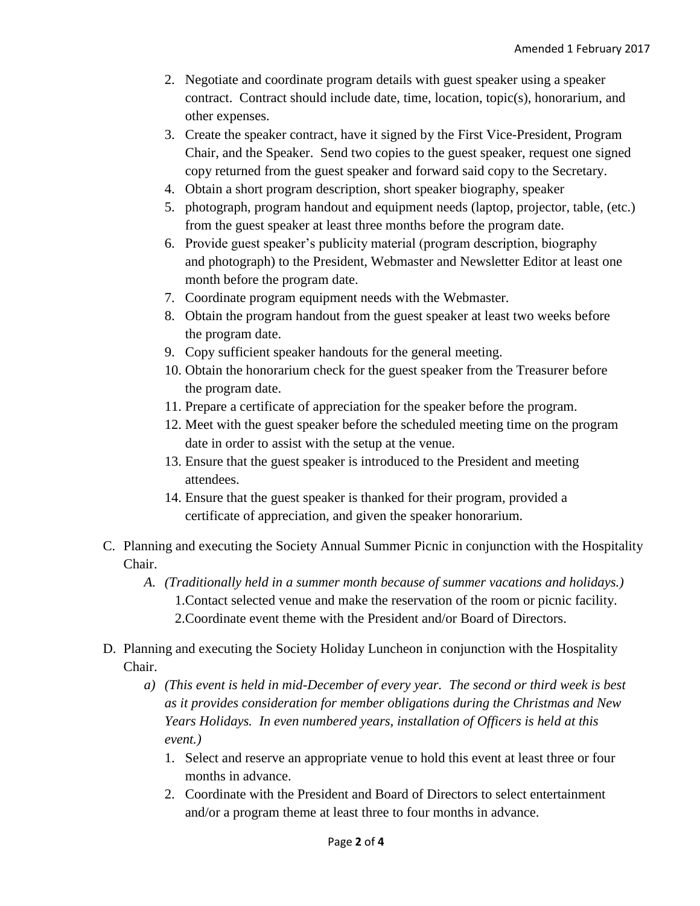2. Negotiate and coordinate program details with guest speaker using a speaker contract. Contract should include date, time, location, topic(s), honorarium, and other expenses.
3. Create the speaker contract, have it signed by the First Vice-President, Program Chair, and the Speaker. Send two copies to the guest speaker, request one signed copy returned from the guest speaker and forward said copy to the Secretary.
4. Obtain a short program description, short speaker biography, speaker
5. photograph, program handout and equipment needs (laptop, projector, table, (etc.) from the guest speaker at least three months before the program date.
6. Provide guest speaker's publicity material (program description, biography and photograph) to the President, Webmaster and Newsletter Editor at least one month before the program date.
7. Coordinate program equipment needs with the Webmaster.
8. Obtain the program handout from the guest speaker at least two weeks before the program date.
9. Copy sufficient speaker handouts for the general meeting.
10. Obtain the honorarium check for the guest speaker from the Treasurer before the program date.
11. Prepare a certificate of appreciation for the speaker before the program.
12. Meet with the guest speaker before the scheduled meeting time on the program date in order to assist with the setup at the venue.
13. Ensure that the guest speaker is introduced to the President and meeting attendees.
14. Ensure that the guest speaker is thanked for their program, provided a certificate of appreciation, and given the speaker honorarium.

C. Planning and executing the Society Annual Summer Picnic in conjunction with the Hospitality Chair.

   A. *(Traditionally held in a summer month because of summer vacations and holidays.)*
      1. Contact selected venue and make the reservation of the room or picnic facility.
      2. Coordinate event theme with the President and/or Board of Directors.

D. Planning and executing the Society Holiday Luncheon in conjunction with the Hospitality Chair.

   a) *(This event is held in mid-December of every year. The second or third week is best as it provides consideration for member obligations during the Christmas and New Years Holidays. In even numbered years, installation of Officers is held at this event.)*
      1. Select and reserve an appropriate venue to hold this event at least three or four months in advance.
      2. Coordinate with the President and Board of Directors to select entertainment and/or a program theme at least three to four months in advance.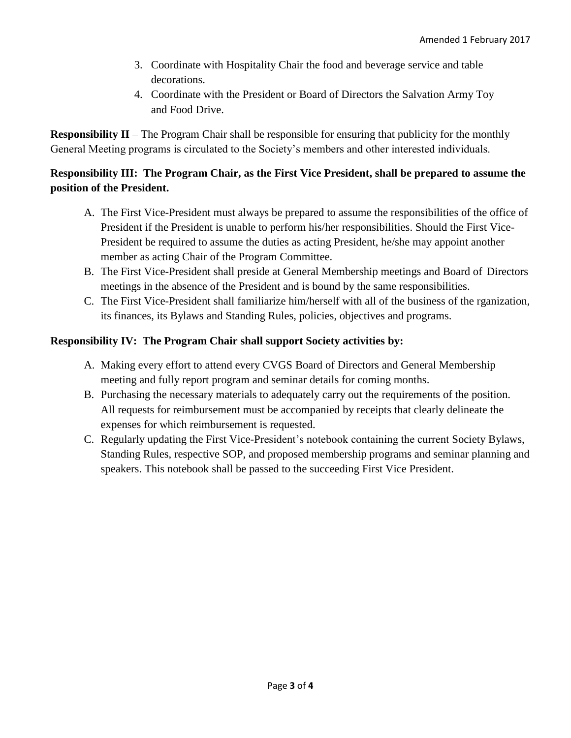3. Coordinate with Hospitality Chair the food and beverage service and table decorations.
4. Coordinate with the President or Board of Directors the Salvation Army Toy and Food Drive.

**Responsibility II** – The Program Chair shall be responsible for ensuring that publicity for the monthly General Meeting programs is circulated to the Society's members and other interested individuals.

**Responsibility III: The Program Chair, as the First Vice President, shall be prepared to assume the position of the President.**

A. The First Vice-President must always be prepared to assume the responsibilities of the office of President if the President is unable to perform his/her responsibilities. Should the First Vice-President be required to assume the duties as acting President, he/she may appoint another member as acting Chair of the Program Committee.
B. The First Vice-President shall preside at General Membership meetings and Board of Directors meetings in the absence of the President and is bound by the same responsibilities.
C. The First Vice-President shall familiarize him/herself with all of the business of the rganization, its finances, its Bylaws and Standing Rules, policies, objectives and programs.

**Responsibility IV: The Program Chair shall support Society activities by:**

A. Making every effort to attend every CVGS Board of Directors and General Membership meeting and fully report program and seminar details for coming months.
B. Purchasing the necessary materials to adequately carry out the requirements of the position. All requests for reimbursement must be accompanied by receipts that clearly delineate the expenses for which reimbursement is requested.
C. Regularly updating the First Vice-President's notebook containing the current Society Bylaws, Standing Rules, respective SOP, and proposed membership programs and seminar planning and speakers. This notebook shall be passed to the succeeding First Vice President.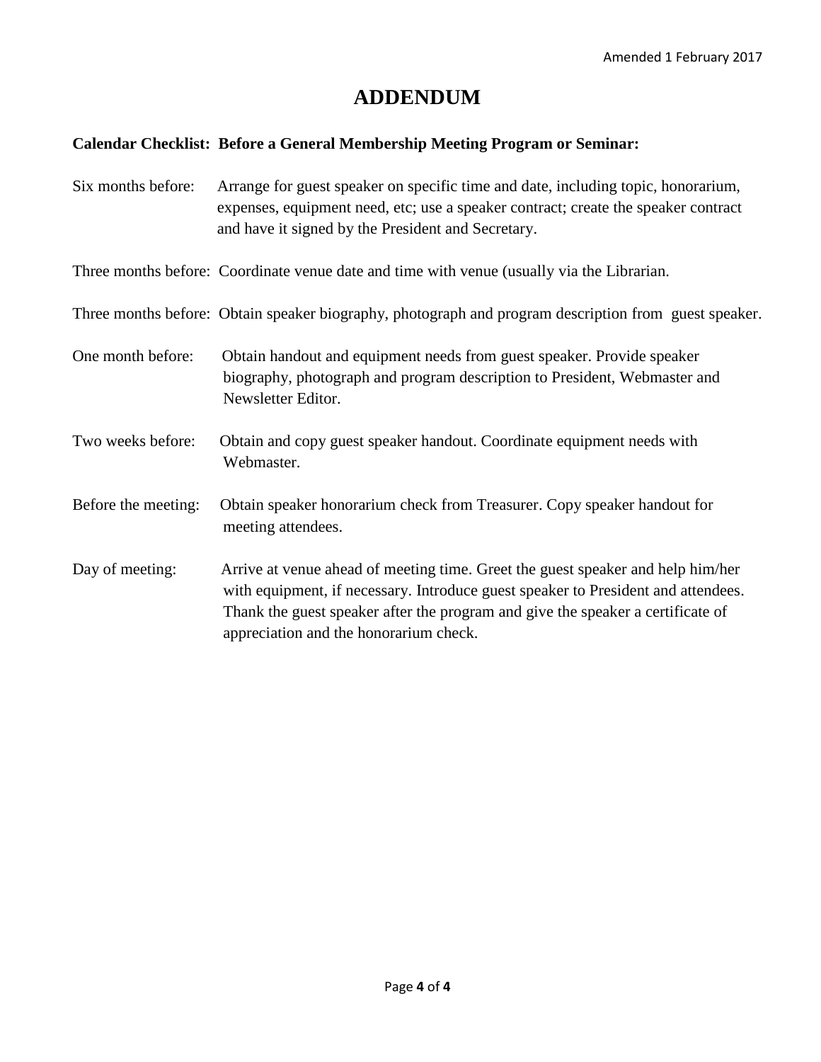Amended 1 February 2017

# ADDENDUM

**Calendar Checklist: Before a General Membership Meeting Program or Seminar:**

Six months before: Arrange for guest speaker on specific time and date, including topic, honorarium, expenses, equipment need, etc; use a speaker contract; create the speaker contract and have it signed by the President and Secretary.

Three months before: Coordinate venue date and time with venue (usually via the Librarian.

Three months before: Obtain speaker biography, photograph and program description from guest speaker.

One month before: Obtain handout and equipment needs from guest speaker. Provide speaker biography, photograph and program description to President, Webmaster and Newsletter Editor.

Two weeks before: Obtain and copy guest speaker handout. Coordinate equipment needs with Webmaster.

Before the meeting: Obtain speaker honorarium check from Treasurer. Copy speaker handout for meeting attendees.

Day of meeting: Arrive at venue ahead of meeting time. Greet the guest speaker and help him/her with equipment, if necessary. Introduce guest speaker to President and attendees. Thank the guest speaker after the program and give the speaker a certificate of appreciation and the honorarium check.